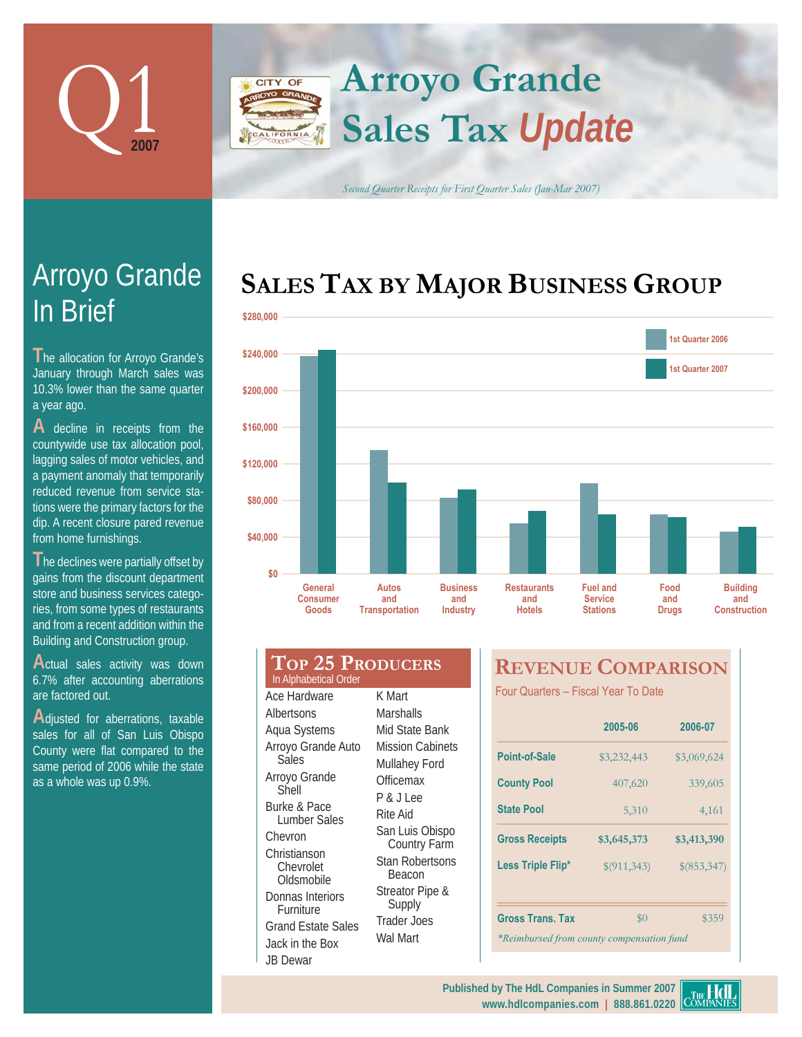# Q1 2007

# Arroyo Grande Sales Tax *Update*

*Second Quarter Receipts for First Quarter Sales (Jan-Mar 2007)*

## Arroyo Grande In Brief

The allocation for Arroyo Grande's January through March sales was 10.3% lower than the same quarter a year ago.

A decline in receipts from the countywide use tax allocation pool, lagging sales of motor vehicles, and a payment anomaly that temporarily reduced revenue from service stations were the primary factors for the dip. A recent closure pared revenue from home furnishings.

The declines were partially offset by gains from the discount department store and business services categories, from some types of restaurants and from a recent addition within the Building and Construction group.

Actual sales activity was down 6.7% after accounting aberrations are factored out.

Adjusted for aberrations, taxable sales for all of San Luis Obispo County were flat compared to the same period of 2006 while the state as a whole was up 0.9%.

## Sales Tax by Major Business Group

Legend: 1st Quarter 2006, 1st Quarter 2007

Categories: General Consumer Goods; Autos and Transportation; Business and Industry; Restaurants and Hotels; Fuel and Service Stations; Food and Drugs; Building and Construction

Axis: $0 – $280,000

## Top 25 Producers

In Alphabetical Order

- Ace Hardware
- Albertsons
- Aqua Systems
- Arroyo Grande Auto Sales
- Arroyo Grande Shell
- Burke & Pace Lumber Sales
- Chevron
- Christianson Chevrolet Oldsmobile
- Donnas Interiors Furniture
- Grand Estate Sales
- Jack in the Box
- JB Dewar
- K Mart
- Marshalls
- Mid State Bank
- Mission Cabinets
- Mullahey Ford
- Officemax
- P & J Lee
- Rite Aid
- San Luis Obispo Country Farm
- Stan Robertsons Beacon
- Streator Pipe & Supply
- Trader Joes
- Wal Mart

## Revenue Comparison

Four Quarters – Fiscal Year To Date

| | 2005-06 | 2006-07 |
|---|---|---|
| Point-of-Sale | $3,232,443 | $3,069,624 |
| County Pool | 407,620 | 339,605 |
| State Pool | 5,310 | 4,161 |
| **Gross Receipts** | **$3,645,373** | **$3,413,390** |
| Less Triple Flip* | $(911,343) | $(853,347) |
| Gross Trans. Tax | $0 | $359 |

*\*Reimbursed from county compensation fund*

Published by The HdL Companies in Summer 2007
www.hdlcompanies.com | 888.861.0220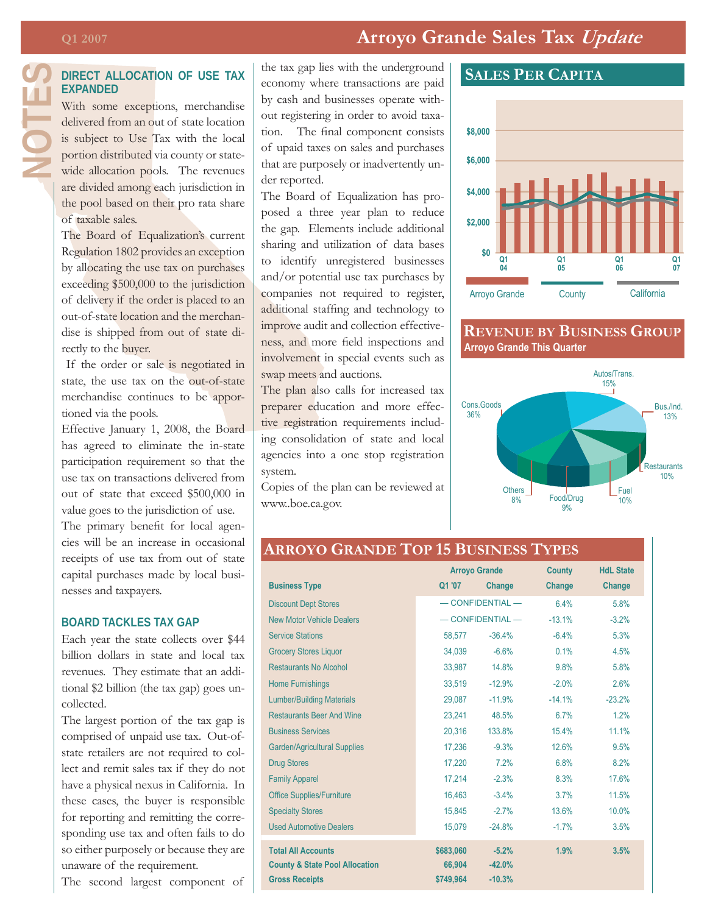# Arroyo Grande Sales Tax *Update*

Q1 2007

NOTES

### DIRECT ALLOCATION OF USE TAX EXPANDED

With some exceptions, merchandise delivered from an out of state location is subject to Use Tax with the local portion distributed via county or statewide allocation pools. The revenues are divided among each jurisdiction in the pool based on their pro rata share of taxable sales.

The Board of Equalization's current Regulation 1802 provides an exception by allocating the use tax on purchases exceeding $500,000 to the jurisdiction of delivery if the order is placed to an out-of-state location and the merchandise is shipped from out of state directly to the buyer.

If the order or sale is negotiated in state, the use tax on the out-of-state merchandise continues to be apportioned via the pools.

Effective January 1, 2008, the Board has agreed to eliminate the in-state participation requirement so that the use tax on transactions delivered from out of state that exceed $500,000 in value goes to the jurisdiction of use.

The primary benefit for local agencies will be an increase in occasional receipts of use tax from out of state capital purchases made by local businesses and taxpayers.

### BOARD TACKLES TAX GAP

Each year the state collects over $44 billion dollars in state and local tax revenues. They estimate that an additional $2 billion (the tax gap) goes uncollected.

The largest portion of the tax gap is comprised of unpaid use tax. Out-of-state retailers are not required to collect and remit sales tax if they do not have a physical nexus in California. In these cases, the buyer is responsible for reporting and remitting the corresponding use tax and often fails to do so either purposely or because they are unaware of the requirement.

The second largest component of the tax gap lies with the underground economy where transactions are paid by cash and businesses operate without registering in order to avoid taxation. The final component consists of upaid taxes on sales and purchases that are purposely or inadvertently under reported.

The Board of Equalization has proposed a three year plan to reduce the gap. Elements include additional sharing and utilization of data bases to identify unregistered businesses and/or potential use tax purchases by companies not required to register, additional staffing and technology to improve audit and collection effectiveness, and more field inspections and involvement in special events such as swap meets and auctions.

The plan also calls for increased tax preparer education and more effective registration requirements including consolidation of state and local agencies into a one stop registration system.

Copies of the plan can be reviewed at www..boe.ca.gov.

## SALES PER CAPITA

$8,000
$6,000
$4,000
$2,000
$0
Q1 04
Q1 05
Q1 06
Q1 07
Arroyo Grande
County
California

## REVENUE BY BUSINESS GROUP

Arroyo Grande This Quarter

Autos/Trans. 15%
Bus./Ind. 13%
Restaurants 10%
Fuel 10%
Food/Drug 9%
Others 8%
Cons.Goods 36%

## ARROYO GRANDE TOP 15 BUSINESS TYPES

| | Arroyo Grande | | County | HdL State |
|---|---|---|---|---|
| Business Type | Q1 '07 | Change | Change | Change |
| Discount Dept Stores | — CONFIDENTIAL — | | 6.4% | 5.8% |
| New Motor Vehicle Dealers | — CONFIDENTIAL — | | -13.1% | -3.2% |
| Service Stations | 58,577 | -36.4% | -6.4% | 5.3% |
| Grocery Stores Liquor | 34,039 | -6.6% | 0.1% | 4.5% |
| Restaurants No Alcohol | 33,987 | 14.8% | 9.8% | 5.8% |
| Home Furnishings | 33,519 | -12.9% | -2.0% | 2.6% |
| Lumber/Building Materials | 29,087 | -11.9% | -14.1% | -23.2% |
| Restaurants Beer And Wine | 23,241 | 48.5% | 6.7% | 1.2% |
| Business Services | 20,316 | 133.8% | 15.4% | 11.1% |
| Garden/Agricultural Supplies | 17,236 | -9.3% | 12.6% | 9.5% |
| Drug Stores | 17,220 | 7.2% | 6.8% | 8.2% |
| Family Apparel | 17,214 | -2.3% | 8.3% | 17.6% |
| Office Supplies/Furniture | 16,463 | -3.4% | 3.7% | 11.5% |
| Specialty Stores | 15,845 | -2.7% | 13.6% | 10.0% |
| Used Automotive Dealers | 15,079 | -24.8% | -1.7% | 3.5% |
| **Total All Accounts** | **$683,060** | **-5.2%** | **1.9%** | **3.5%** |
| **County & State Pool Allocation** | **66,904** | **-42.0%** | | |
| **Gross Receipts** | **$749,964** | **-10.3%** | | |